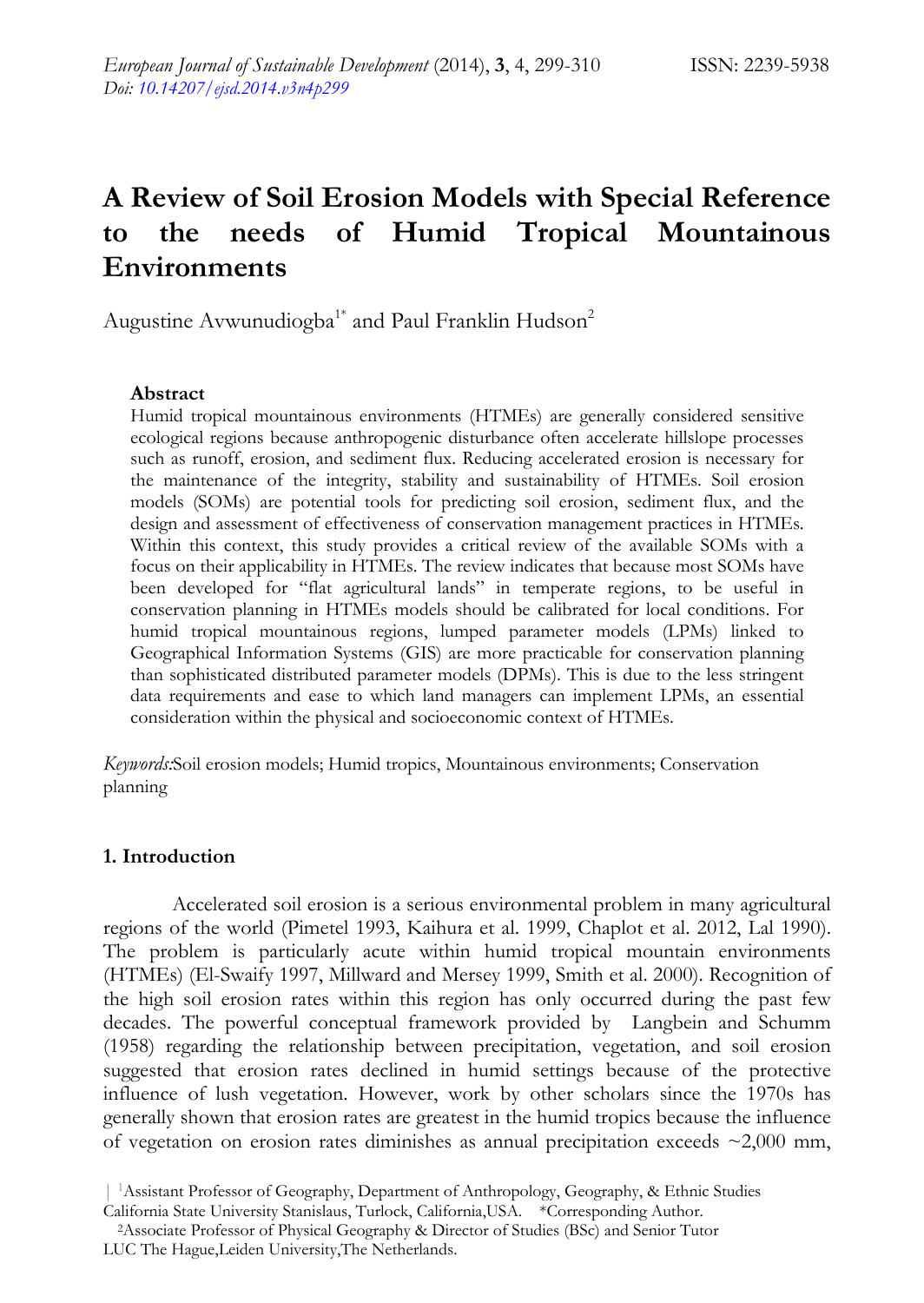# A Review of Soil Erosion Models with Special Reference to the needs of Humid Tropical Mountainous Environments

Augustine Avwunudiogba[1*] and Paul Franklin Hudson[2]

### Abstract

Humid tropical mountainous environments (HTMEs) are generally considered sensitive ecological regions because anthropogenic disturbance often accelerate hillslope processes such as runoff, erosion, and sediment flux. Reducing accelerated erosion is necessary for the maintenance of the integrity, stability and sustainability of HTMEs. Soil erosion models (SOMs) are potential tools for predicting soil erosion, sediment flux, and the design and assessment of effectiveness of conservation management practices in HTMEs. Within this context, this study provides a critical review of the available SOMs with a focus on their applicability in HTMEs. The review indicates that because most SOMs have been developed for "flat agricultural lands" in temperate regions, to be useful in conservation planning in HTMEs models should be calibrated for local conditions. For humid tropical mountainous regions, lumped parameter models (LPMs) linked to Geographical Information Systems (GIS) are more practicable for conservation planning than sophisticated distributed parameter models (DPMs). This is due to the less stringent data requirements and ease to which land managers can implement LPMs, an essential consideration within the physical and socioeconomic context of HTMEs.

*Keywords*:Soil erosion models; Humid tropics, Mountainous environments; Conservation planning

## 1. Introduction

Accelerated soil erosion is a serious environmental problem in many agricultural regions of the world (Pimetel 1993, Kaihura et al. 1999, Chaplot et al. 2012, Lal 1990). The problem is particularly acute within humid tropical mountain environments (HTMEs) (El-Swaify 1997, Millward and Mersey 1999, Smith et al. 2000). Recognition of the high soil erosion rates within this region has only occurred during the past few decades. The powerful conceptual framework provided by Langbein and Schumm (1958) regarding the relationship between precipitation, vegetation, and soil erosion suggested that erosion rates declined in humid settings because of the protective influence of lush vegetation. However, work by other scholars since the 1970s has generally shown that erosion rates are greatest in the humid tropics because the influence of vegetation on erosion rates diminishes as annual precipitation exceeds ~2,000 mm,

[1]Assistant Professor of Geography, Department of Anthropology, Geography, & Ethnic Studies California State University Stanislaus, Turlock, California,USA. *Corresponding Author.

[2]Associate Professor of Physical Geography & Director of Studies (BSc) and Senior Tutor LUC The Hague,Leiden University,The Netherlands.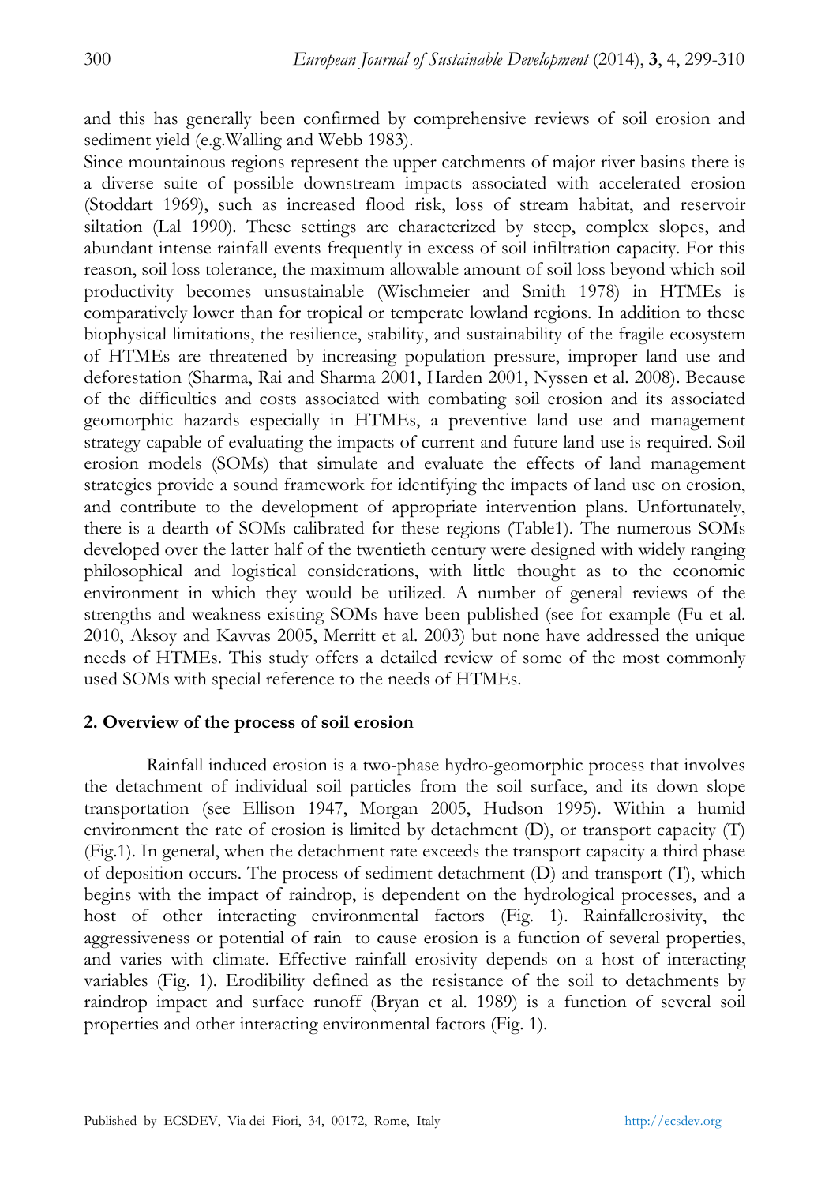and this has generally been confirmed by comprehensive reviews of soil erosion and sediment yield (e.g.Walling and Webb 1983).

Since mountainous regions represent the upper catchments of major river basins there is a diverse suite of possible downstream impacts associated with accelerated erosion (Stoddart 1969), such as increased flood risk, loss of stream habitat, and reservoir siltation (Lal 1990). These settings are characterized by steep, complex slopes, and abundant intense rainfall events frequently in excess of soil infiltration capacity. For this reason, soil loss tolerance, the maximum allowable amount of soil loss beyond which soil productivity becomes unsustainable (Wischmeier and Smith 1978) in HTMEs is comparatively lower than for tropical or temperate lowland regions. In addition to these biophysical limitations, the resilience, stability, and sustainability of the fragile ecosystem of HTMEs are threatened by increasing population pressure, improper land use and deforestation (Sharma, Rai and Sharma 2001, Harden 2001, Nyssen et al. 2008). Because of the difficulties and costs associated with combating soil erosion and its associated geomorphic hazards especially in HTMEs, a preventive land use and management strategy capable of evaluating the impacts of current and future land use is required. Soil erosion models (SOMs) that simulate and evaluate the effects of land management strategies provide a sound framework for identifying the impacts of land use on erosion, and contribute to the development of appropriate intervention plans. Unfortunately, there is a dearth of SOMs calibrated for these regions (Table1). The numerous SOMs developed over the latter half of the twentieth century were designed with widely ranging philosophical and logistical considerations, with little thought as to the economic environment in which they would be utilized. A number of general reviews of the strengths and weakness existing SOMs have been published (see for example (Fu et al. 2010, Aksoy and Kavvas 2005, Merritt et al. 2003) but none have addressed the unique needs of HTMEs. This study offers a detailed review of some of the most commonly used SOMs with special reference to the needs of HTMEs.

## 2. Overview of the process of soil erosion

Rainfall induced erosion is a two-phase hydro-geomorphic process that involves the detachment of individual soil particles from the soil surface, and its down slope transportation (see Ellison 1947, Morgan 2005, Hudson 1995). Within a humid environment the rate of erosion is limited by detachment (D), or transport capacity (T) (Fig.1). In general, when the detachment rate exceeds the transport capacity a third phase of deposition occurs. The process of sediment detachment (D) and transport (T), which begins with the impact of raindrop, is dependent on the hydrological processes, and a host of other interacting environmental factors (Fig. 1). Rainfallerosivity, the aggressiveness or potential of rain to cause erosion is a function of several properties, and varies with climate. Effective rainfall erosivity depends on a host of interacting variables (Fig. 1). Erodibility defined as the resistance of the soil to detachments by raindrop impact and surface runoff (Bryan et al. 1989) is a function of several soil properties and other interacting environmental factors (Fig. 1).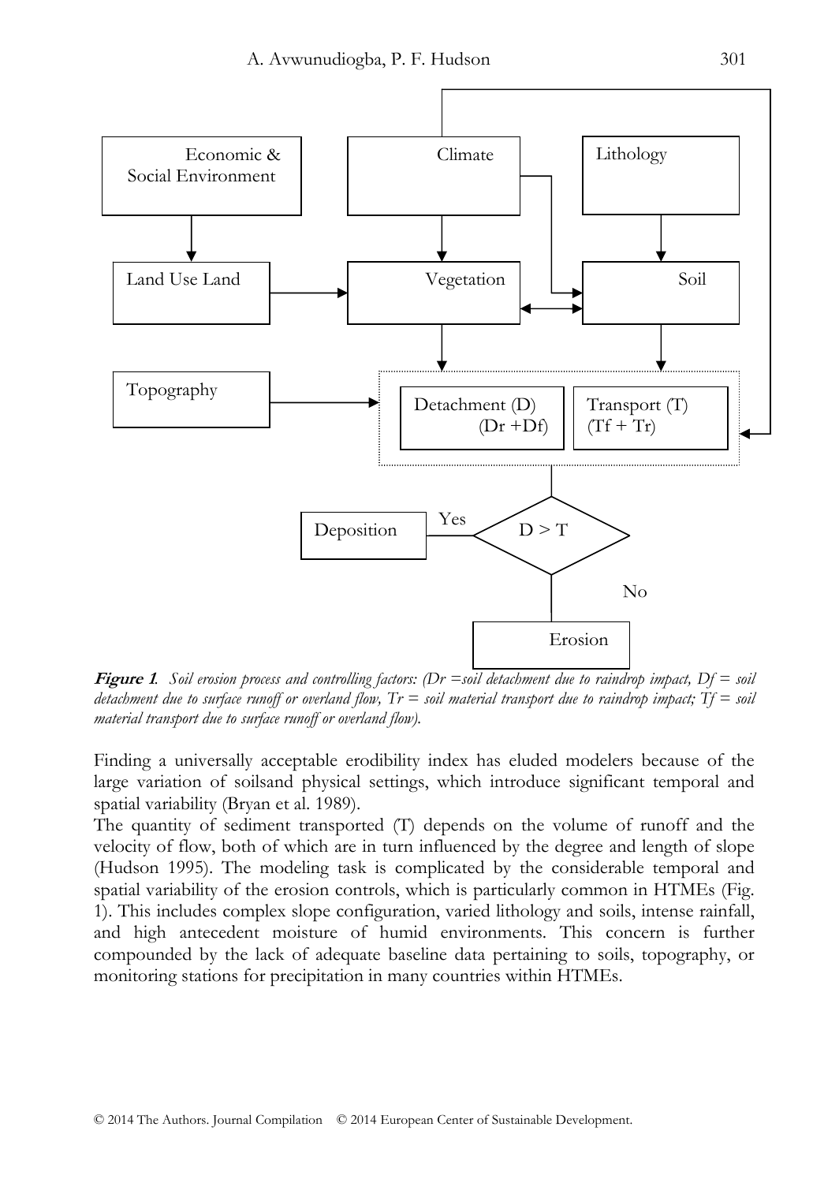**Figure 1**. *Soil erosion process and controlling factors: (Dr =soil detachment due to raindrop impact, Df = soil detachment due to surface runoff or overland flow, Tr = soil material transport due to raindrop impact; Tf = soil material transport due to surface runoff or overland flow).*

Finding a universally acceptable erodibility index has eluded modelers because of the large variation of soilsand physical settings, which introduce significant temporal and spatial variability (Bryan et al. 1989).

The quantity of sediment transported (T) depends on the volume of runoff and the velocity of flow, both of which are in turn influenced by the degree and length of slope (Hudson 1995). The modeling task is complicated by the considerable temporal and spatial variability of the erosion controls, which is particularly common in HTMEs (Fig. 1). This includes complex slope configuration, varied lithology and soils, intense rainfall, and high antecedent moisture of humid environments. This concern is further compounded by the lack of adequate baseline data pertaining to soils, topography, or monitoring stations for precipitation in many countries within HTMEs.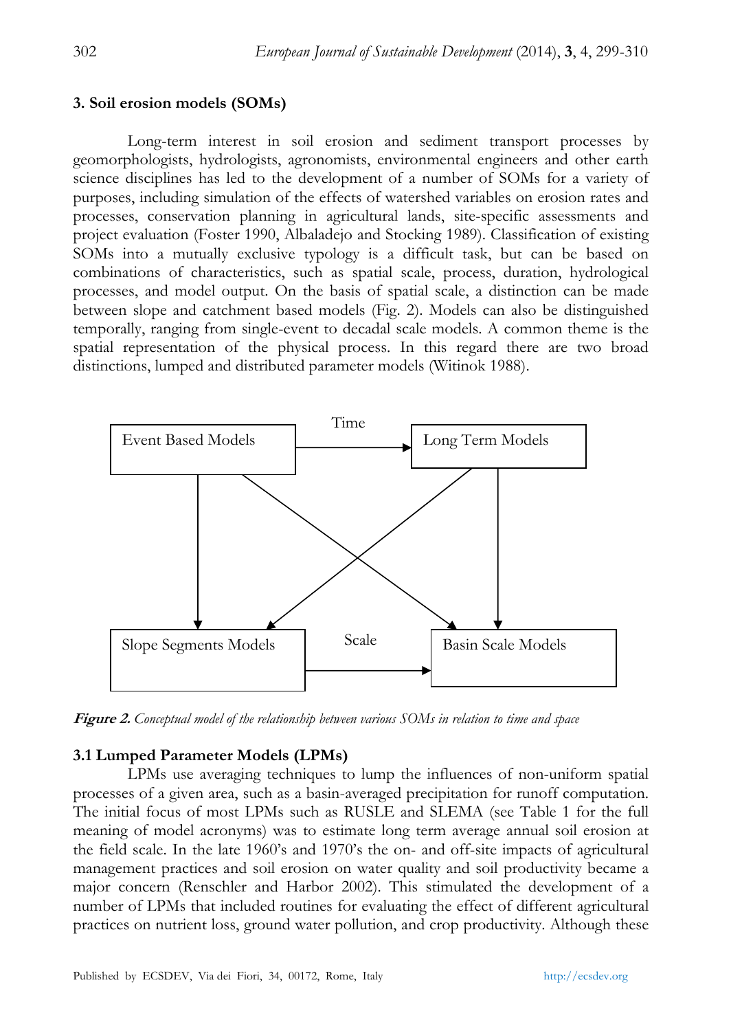## 3. Soil erosion models (SOMs)

Long-term interest in soil erosion and sediment transport processes by geomorphologists, hydrologists, agronomists, environmental engineers and other earth science disciplines has led to the development of a number of SOMs for a variety of purposes, including simulation of the effects of watershed variables on erosion rates and processes, conservation planning in agricultural lands, site-specific assessments and project evaluation (Foster 1990, Albaladejo and Stocking 1989). Classification of existing SOMs into a mutually exclusive typology is a difficult task, but can be based on combinations of characteristics, such as spatial scale, process, duration, hydrological processes, and model output. On the basis of spatial scale, a distinction can be made between slope and catchment based models (Fig. 2). Models can also be distinguished temporally, ranging from single-event to decadal scale models. A common theme is the spatial representation of the physical process. In this regard there are two broad distinctions, lumped and distributed parameter models (Witinok 1988).

*Figure 2. Conceptual model of the relationship between various SOMs in relation to time and space*

### 3.1 Lumped Parameter Models (LPMs)

LPMs use averaging techniques to lump the influences of non-uniform spatial processes of a given area, such as a basin-averaged precipitation for runoff computation. The initial focus of most LPMs such as RUSLE and SLEMA (see Table 1 for the full meaning of model acronyms) was to estimate long term average annual soil erosion at the field scale. In the late 1960's and 1970's the on- and off-site impacts of agricultural management practices and soil erosion on water quality and soil productivity became a major concern (Renschler and Harbor 2002). This stimulated the development of a number of LPMs that included routines for evaluating the effect of different agricultural practices on nutrient loss, ground water pollution, and crop productivity. Although these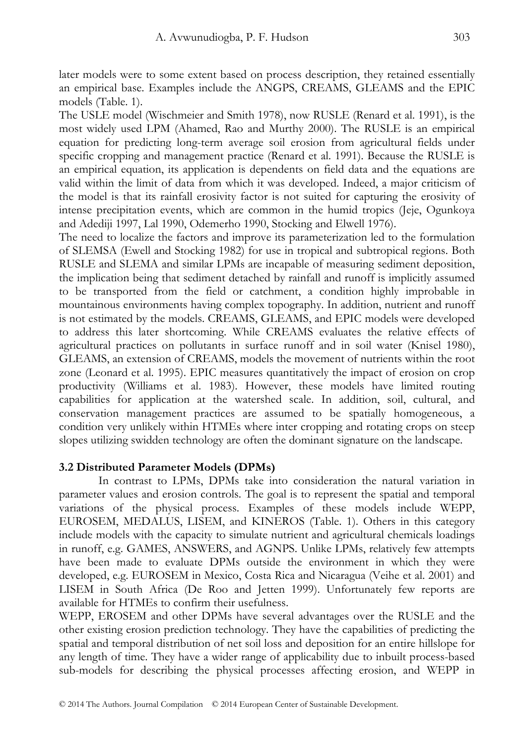later models were to some extent based on process description, they retained essentially an empirical base. Examples include the ANGPS, CREAMS, GLEAMS and the EPIC models (Table. 1).

The USLE model (Wischmeier and Smith 1978), now RUSLE (Renard et al. 1991), is the most widely used LPM (Ahamed, Rao and Murthy 2000). The RUSLE is an empirical equation for predicting long-term average soil erosion from agricultural fields under specific cropping and management practice (Renard et al. 1991). Because the RUSLE is an empirical equation, its application is dependents on field data and the equations are valid within the limit of data from which it was developed. Indeed, a major criticism of the model is that its rainfall erosivity factor is not suited for capturing the erosivity of intense precipitation events, which are common in the humid tropics (Jeje, Ogunkoya and Adediji 1997, Lal 1990, Odemerho 1990, Stocking and Elwell 1976).

The need to localize the factors and improve its parameterization led to the formulation of SLEMSA (Ewell and Stocking 1982) for use in tropical and subtropical regions. Both RUSLE and SLEMA and similar LPMs are incapable of measuring sediment deposition, the implication being that sediment detached by rainfall and runoff is implicitly assumed to be transported from the field or catchment, a condition highly improbable in mountainous environments having complex topography. In addition, nutrient and runoff is not estimated by the models. CREAMS, GLEAMS, and EPIC models were developed to address this later shortcoming. While CREAMS evaluates the relative effects of agricultural practices on pollutants in surface runoff and in soil water (Knisel 1980), GLEAMS, an extension of CREAMS, models the movement of nutrients within the root zone (Leonard et al. 1995). EPIC measures quantitatively the impact of erosion on crop productivity (Williams et al. 1983). However, these models have limited routing capabilities for application at the watershed scale. In addition, soil, cultural, and conservation management practices are assumed to be spatially homogeneous, a condition very unlikely within HTMEs where inter cropping and rotating crops on steep slopes utilizing swidden technology are often the dominant signature on the landscape.

### 3.2 Distributed Parameter Models (DPMs)

In contrast to LPMs, DPMs take into consideration the natural variation in parameter values and erosion controls. The goal is to represent the spatial and temporal variations of the physical process. Examples of these models include WEPP, EUROSEM, MEDALUS, LISEM, and KINEROS (Table. 1). Others in this category include models with the capacity to simulate nutrient and agricultural chemicals loadings in runoff, e.g. GAMES, ANSWERS, and AGNPS. Unlike LPMs, relatively few attempts have been made to evaluate DPMs outside the environment in which they were developed, e.g. EUROSEM in Mexico, Costa Rica and Nicaragua (Veihe et al. 2001) and LISEM in South Africa (De Roo and Jetten 1999). Unfortunately few reports are available for HTMEs to confirm their usefulness.

WEPP, EROSEM and other DPMs have several advantages over the RUSLE and the other existing erosion prediction technology. They have the capabilities of predicting the spatial and temporal distribution of net soil loss and deposition for an entire hillslope for any length of time. They have a wider range of applicability due to inbuilt process-based sub-models for describing the physical processes affecting erosion, and WEPP in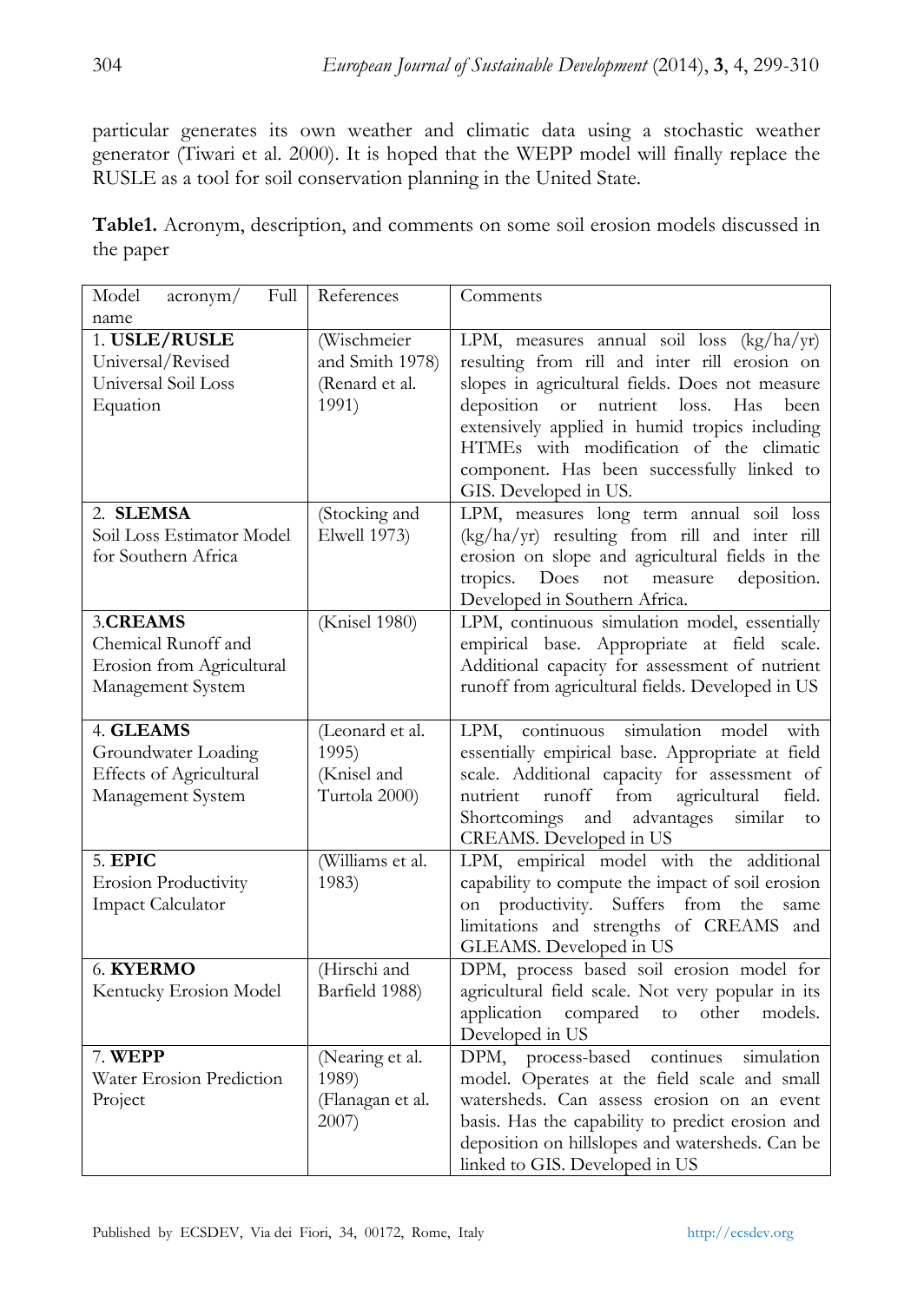particular generates its own weather and climatic data using a stochastic weather generator (Tiwari et al. 2000). It is hoped that the WEPP model will finally replace the RUSLE as a tool for soil conservation planning in the United State.

**Table1.** Acronym, description, and comments on some soil erosion models discussed in the paper

| Model acronym/ Full name | References | Comments |
|---|---|---|
| 1. **USLE/RUSLE** Universal/Revised Universal Soil Loss Equation | (Wischmeier and Smith 1978) (Renard et al. 1991) | LPM, measures annual soil loss (kg/ha/yr) resulting from rill and inter rill erosion on slopes in agricultural fields. Does not measure deposition or nutrient loss. Has been extensively applied in humid tropics including HTMEs with modification of the climatic component. Has been successfully linked to GIS. Developed in US. |
| 2. **SLEMSA** Soil Loss Estimator Model for Southern Africa | (Stocking and Elwell 1973) | LPM, measures long term annual soil loss (kg/ha/yr) resulting from rill and inter rill erosion on slope and agricultural fields in the tropics. Does not measure deposition. Developed in Southern Africa. |
| 3.**CREAMS** Chemical Runoff and Erosion from Agricultural Management System | (Knisel 1980) | LPM, continuous simulation model, essentially empirical base. Appropriate at field scale. Additional capacity for assessment of nutrient runoff from agricultural fields. Developed in US |
| 4. **GLEAMS** Groundwater Loading Effects of Agricultural Management System | (Leonard et al. 1995) (Knisel and Turtola 2000) | LPM, continuous simulation model with essentially empirical base. Appropriate at field scale. Additional capacity for assessment of nutrient runoff from agricultural field. Shortcomings and advantages similar to CREAMS. Developed in US |
| 5. **EPIC** Erosion Productivity Impact Calculator | (Williams et al. 1983) | LPM, empirical model with the additional capability to compute the impact of soil erosion on productivity. Suffers from the same limitations and strengths of CREAMS and GLEAMS. Developed in US |
| 6. **KYERMO** Kentucky Erosion Model | (Hirschi and Barfield 1988) | DPM, process based soil erosion model for agricultural field scale. Not very popular in its application compared to other models. Developed in US |
| 7. **WEPP** Water Erosion Prediction Project | (Nearing et al. 1989) (Flanagan et al. 2007) | DPM, process-based continues simulation model. Operates at the field scale and small watersheds. Can assess erosion on an event basis. Has the capability to predict erosion and deposition on hillslopes and watersheds. Can be linked to GIS. Developed in US |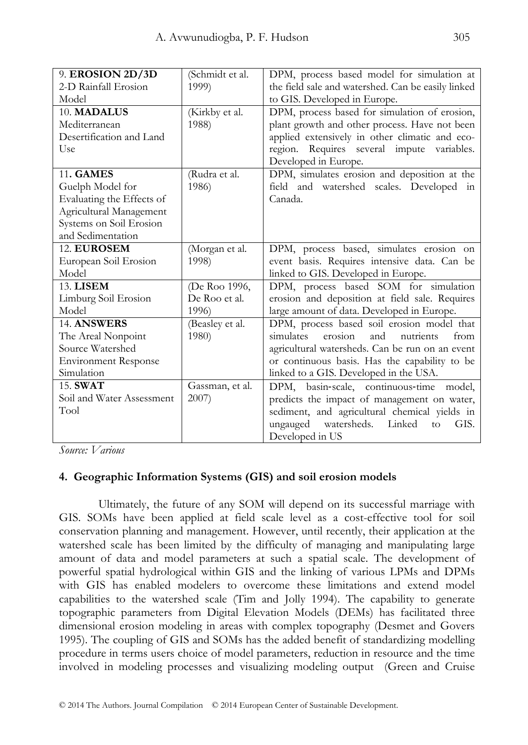| | | |
|---|---|---|
| 9. **EROSION 2D/3D** 2-D Rainfall Erosion Model | (Schmidt et al. 1999) | DPM, process based model for simulation at the field sale and watershed. Can be easily linked to GIS. Developed in Europe. |
| 10. **MADALUS** Mediterranean Desertification and Land Use | (Kirkby et al. 1988) | DPM, process based for simulation of erosion, plant growth and other process. Have not been applied extensively in other climatic and eco-region. Requires several impute variables. Developed in Europe. |
| 11**. GAMES** Guelph Model for Evaluating the Effects of Agricultural Management Systems on Soil Erosion and Sedimentation | (Rudra et al. 1986) | DPM, simulates erosion and deposition at the field and watershed scales. Developed in Canada. |
| 12. **EUROSEM** European Soil Erosion Model | (Morgan et al. 1998) | DPM, process based, simulates erosion on event basis. Requires intensive data. Can be linked to GIS. Developed in Europe. |
| 13. **LISEM** Limburg Soil Erosion Model | (De Roo 1996, De Roo et al. 1996) | DPM, process based SOM for simulation erosion and deposition at field sale. Requires large amount of data. Developed in Europe. |
| 14. **ANSWERS** The Areal Nonpoint Source Watershed Environment Response Simulation | (Beasley et al. 1980) | DPM, process based soil erosion model that simulates erosion and nutrients from agricultural watersheds. Can be run on an event or continuous basis. Has the capability to be linked to a GIS. Developed in the USA. |
| 15. **SWAT** Soil and Water Assessment Tool | Gassman, et al. 2007) | DPM, basin-scale, continuous-time model, predicts the impact of management on water, sediment, and agricultural chemical yields in ungauged watersheds. Linked to GIS. Developed in US |

*Source: Various*

## 4. Geographic Information Systems (GIS) and soil erosion models

Ultimately, the future of any SOM will depend on its successful marriage with GIS. SOMs have been applied at field scale level as a cost-effective tool for soil conservation planning and management. However, until recently, their application at the watershed scale has been limited by the difficulty of managing and manipulating large amount of data and model parameters at such a spatial scale. The development of powerful spatial hydrological within GIS and the linking of various LPMs and DPMs with GIS has enabled modelers to overcome these limitations and extend model capabilities to the watershed scale (Tim and Jolly 1994). The capability to generate topographic parameters from Digital Elevation Models (DEMs) has facilitated three dimensional erosion modeling in areas with complex topography (Desmet and Govers 1995). The coupling of GIS and SOMs has the added benefit of standardizing modelling procedure in terms users choice of model parameters, reduction in resource and the time involved in modeling processes and visualizing modeling output (Green and Cruise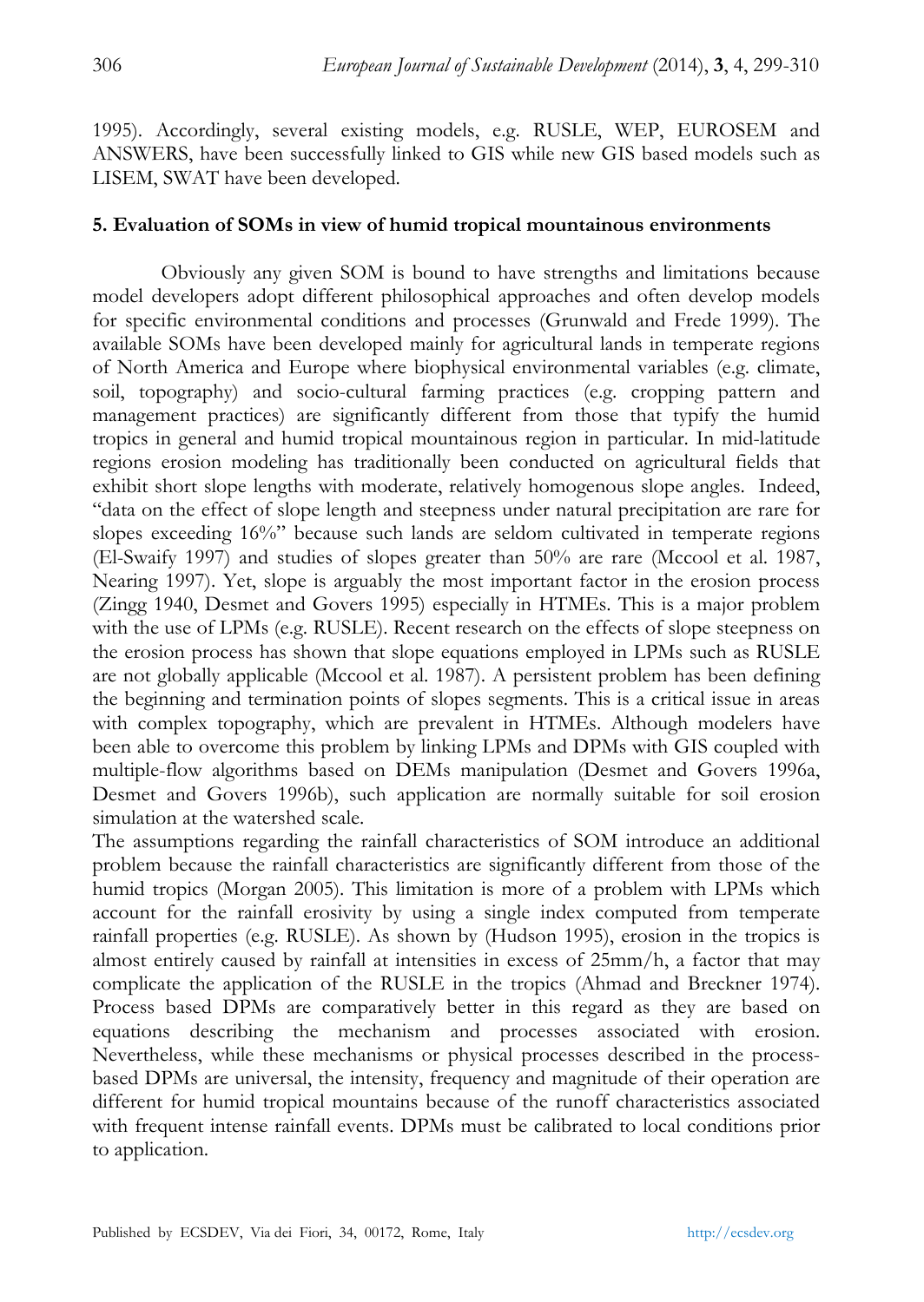1995). Accordingly, several existing models, e.g. RUSLE, WEP, EUROSEM and ANSWERS, have been successfully linked to GIS while new GIS based models such as LISEM, SWAT have been developed.

## 5. Evaluation of SOMs in view of humid tropical mountainous environments

Obviously any given SOM is bound to have strengths and limitations because model developers adopt different philosophical approaches and often develop models for specific environmental conditions and processes (Grunwald and Frede 1999). The available SOMs have been developed mainly for agricultural lands in temperate regions of North America and Europe where biophysical environmental variables (e.g. climate, soil, topography) and socio-cultural farming practices (e.g. cropping pattern and management practices) are significantly different from those that typify the humid tropics in general and humid tropical mountainous region in particular. In mid-latitude regions erosion modeling has traditionally been conducted on agricultural fields that exhibit short slope lengths with moderate, relatively homogenous slope angles. Indeed, "data on the effect of slope length and steepness under natural precipitation are rare for slopes exceeding 16%" because such lands are seldom cultivated in temperate regions (El-Swaify 1997) and studies of slopes greater than 50% are rare (Mccool et al. 1987, Nearing 1997). Yet, slope is arguably the most important factor in the erosion process (Zingg 1940, Desmet and Govers 1995) especially in HTMEs. This is a major problem with the use of LPMs (e.g. RUSLE). Recent research on the effects of slope steepness on the erosion process has shown that slope equations employed in LPMs such as RUSLE are not globally applicable (Mccool et al. 1987). A persistent problem has been defining the beginning and termination points of slopes segments. This is a critical issue in areas with complex topography, which are prevalent in HTMEs. Although modelers have been able to overcome this problem by linking LPMs and DPMs with GIS coupled with multiple-flow algorithms based on DEMs manipulation (Desmet and Govers 1996a, Desmet and Govers 1996b), such application are normally suitable for soil erosion simulation at the watershed scale.

The assumptions regarding the rainfall characteristics of SOM introduce an additional problem because the rainfall characteristics are significantly different from those of the humid tropics (Morgan 2005). This limitation is more of a problem with LPMs which account for the rainfall erosivity by using a single index computed from temperate rainfall properties (e.g. RUSLE). As shown by (Hudson 1995), erosion in the tropics is almost entirely caused by rainfall at intensities in excess of 25mm/h, a factor that may complicate the application of the RUSLE in the tropics (Ahmad and Breckner 1974). Process based DPMs are comparatively better in this regard as they are based on equations describing the mechanism and processes associated with erosion. Nevertheless, while these mechanisms or physical processes described in the process-based DPMs are universal, the intensity, frequency and magnitude of their operation are different for humid tropical mountains because of the runoff characteristics associated with frequent intense rainfall events. DPMs must be calibrated to local conditions prior to application.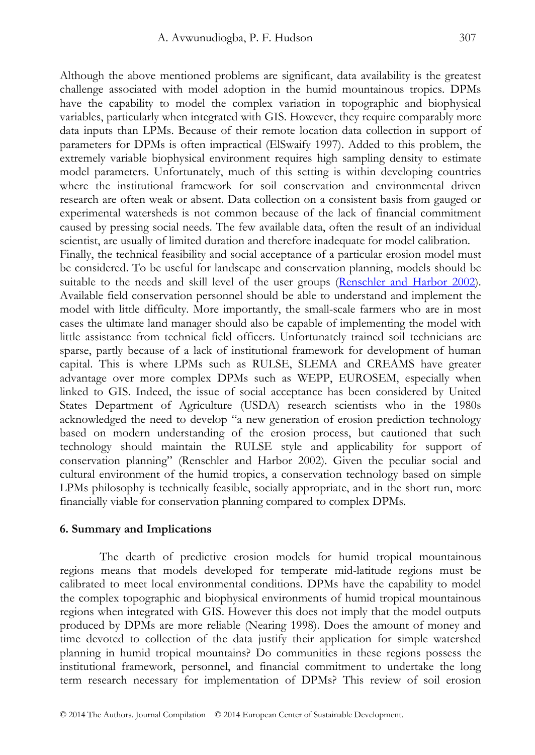Although the above mentioned problems are significant, data availability is the greatest challenge associated with model adoption in the humid mountainous tropics. DPMs have the capability to model the complex variation in topographic and biophysical variables, particularly when integrated with GIS. However, they require comparably more data inputs than LPMs. Because of their remote location data collection in support of parameters for DPMs is often impractical (ElSwaify 1997). Added to this problem, the extremely variable biophysical environment requires high sampling density to estimate model parameters. Unfortunately, much of this setting is within developing countries where the institutional framework for soil conservation and environmental driven research are often weak or absent. Data collection on a consistent basis from gauged or experimental watersheds is not common because of the lack of financial commitment caused by pressing social needs. The few available data, often the result of an individual scientist, are usually of limited duration and therefore inadequate for model calibration.

Finally, the technical feasibility and social acceptance of a particular erosion model must be considered. To be useful for landscape and conservation planning, models should be suitable to the needs and skill level of the user groups (Renschler and Harbor 2002). Available field conservation personnel should be able to understand and implement the model with little difficulty. More importantly, the small-scale farmers who are in most cases the ultimate land manager should also be capable of implementing the model with little assistance from technical field officers. Unfortunately trained soil technicians are sparse, partly because of a lack of institutional framework for development of human capital. This is where LPMs such as RULSE, SLEMA and CREAMS have greater advantage over more complex DPMs such as WEPP, EUROSEM, especially when linked to GIS. Indeed, the issue of social acceptance has been considered by United States Department of Agriculture (USDA) research scientists who in the 1980s acknowledged the need to develop "a new generation of erosion prediction technology based on modern understanding of the erosion process, but cautioned that such technology should maintain the RULSE style and applicability for support of conservation planning" (Renschler and Harbor 2002). Given the peculiar social and cultural environment of the humid tropics, a conservation technology based on simple LPMs philosophy is technically feasible, socially appropriate, and in the short run, more financially viable for conservation planning compared to complex DPMs.

## 6. Summary and Implications

The dearth of predictive erosion models for humid tropical mountainous regions means that models developed for temperate mid-latitude regions must be calibrated to meet local environmental conditions. DPMs have the capability to model the complex topographic and biophysical environments of humid tropical mountainous regions when integrated with GIS. However this does not imply that the model outputs produced by DPMs are more reliable (Nearing 1998). Does the amount of money and time devoted to collection of the data justify their application for simple watershed planning in humid tropical mountains? Do communities in these regions possess the institutional framework, personnel, and financial commitment to undertake the long term research necessary for implementation of DPMs? This review of soil erosion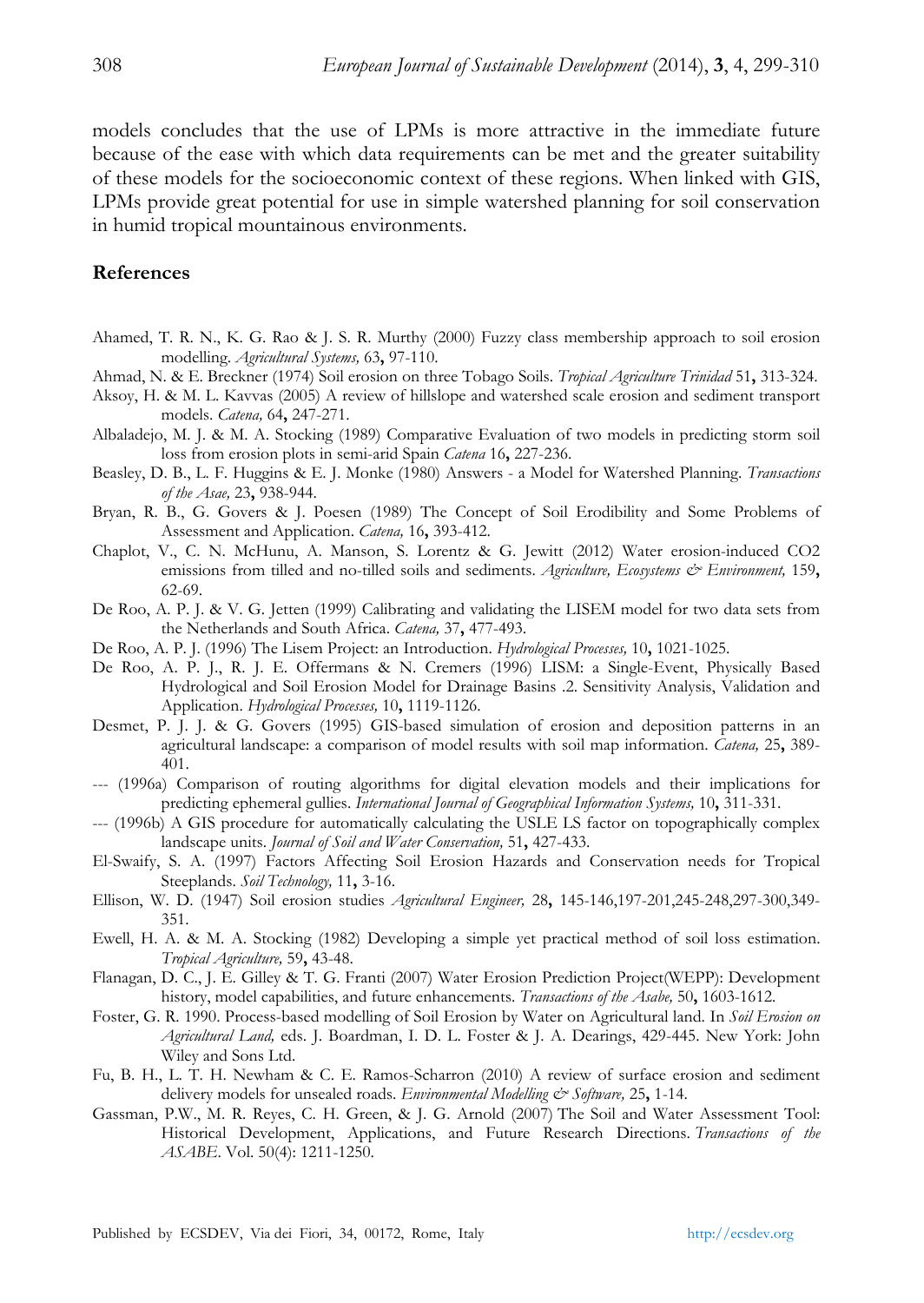models concludes that the use of LPMs is more attractive in the immediate future because of the ease with which data requirements can be met and the greater suitability of these models for the socioeconomic context of these regions. When linked with GIS, LPMs provide great potential for use in simple watershed planning for soil conservation in humid tropical mountainous environments.

## References

Ahamed, T. R. N., K. G. Rao & J. S. R. Murthy (2000) Fuzzy class membership approach to soil erosion modelling. *Agricultural Systems,* 63**,** 97-110.

Ahmad, N. & E. Breckner (1974) Soil erosion on three Tobago Soils. *Tropical Agriculture Trinidad* 51**,** 313-324.

Aksoy, H. & M. L. Kavvas (2005) A review of hillslope and watershed scale erosion and sediment transport models. *Catena,* 64**,** 247-271.

Albaladejo, M. J. & M. A. Stocking (1989) Comparative Evaluation of two models in predicting storm soil loss from erosion plots in semi-arid Spain *Catena* 16**,** 227-236.

Beasley, D. B., L. F. Huggins & E. J. Monke (1980) Answers - a Model for Watershed Planning. *Transactions of the Asae,* 23**,** 938-944.

Bryan, R. B., G. Govers & J. Poesen (1989) The Concept of Soil Erodibility and Some Problems of Assessment and Application. *Catena,* 16**,** 393-412.

Chaplot, V., C. N. McHunu, A. Manson, S. Lorentz & G. Jewitt (2012) Water erosion-induced CO2 emissions from tilled and no-tilled soils and sediments. *Agriculture, Ecosystems & Environment,* 159**,** 62-69.

De Roo, A. P. J. & V. G. Jetten (1999) Calibrating and validating the LISEM model for two data sets from the Netherlands and South Africa. *Catena,* 37**,** 477-493.

De Roo, A. P. J. (1996) The Lisem Project: an Introduction. *Hydrological Processes,* 10**,** 1021-1025.

De Roo, A. P. J., R. J. E. Offermans & N. Cremers (1996) LISM: a Single-Event, Physically Based Hydrological and Soil Erosion Model for Drainage Basins .2. Sensitivity Analysis, Validation and Application. *Hydrological Processes,* 10**,** 1119-1126.

Desmet, P. J. J. & G. Govers (1995) GIS-based simulation of erosion and deposition patterns in an agricultural landscape: a comparison of model results with soil map information. *Catena,* 25**,** 389-401.

--- (1996a) Comparison of routing algorithms for digital elevation models and their implications for predicting ephemeral gullies. *International Journal of Geographical Information Systems,* 10**,** 311-331.

--- (1996b) A GIS procedure for automatically calculating the USLE LS factor on topographically complex landscape units. *Journal of Soil and Water Conservation,* 51**,** 427-433.

El-Swaify, S. A. (1997) Factors Affecting Soil Erosion Hazards and Conservation needs for Tropical Steeplands. *Soil Technology,* 11**,** 3-16.

Ellison, W. D. (1947) Soil erosion studies *Agricultural Engineer,* 28**,** 145-146,197-201,245-248,297-300,349-351.

Ewell, H. A. & M. A. Stocking (1982) Developing a simple yet practical method of soil loss estimation. *Tropical Agriculture,* 59**,** 43-48.

Flanagan, D. C., J. E. Gilley & T. G. Franti (2007) Water Erosion Prediction Project(WEPP): Development history, model capabilities, and future enhancements. *Transactions of the Asabe,* 50**,** 1603-1612.

Foster, G. R. 1990. Process-based modelling of Soil Erosion by Water on Agricultural land. In *Soil Erosion on Agricultural Land,* eds. J. Boardman, I. D. L. Foster & J. A. Dearings, 429-445. New York: John Wiley and Sons Ltd.

Fu, B. H., L. T. H. Newham & C. E. Ramos-Scharron (2010) A review of surface erosion and sediment delivery models for unsealed roads. *Environmental Modelling & Software,* 25**,** 1-14.

Gassman, P.W., M. R. Reyes, C. H. Green, & J. G. Arnold (2007) The Soil and Water Assessment Tool: Historical Development, Applications, and Future Research Directions. *Transactions of the ASABE*. Vol. 50(4): 1211-1250.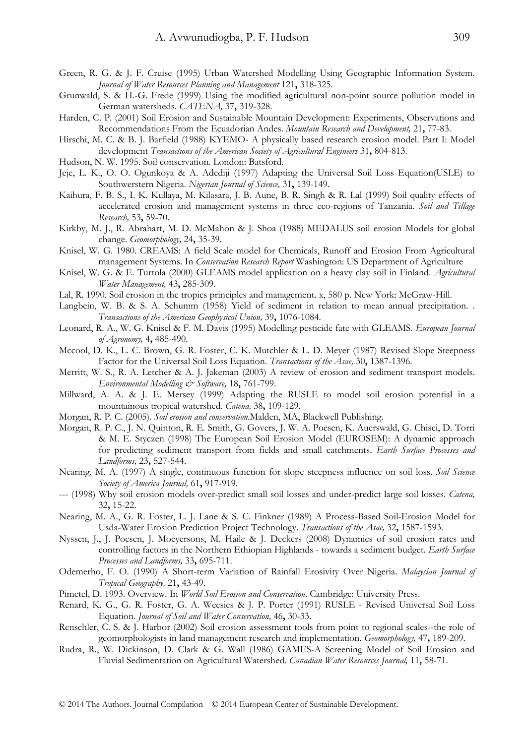Green, R. G. & J. F. Cruise (1995) Urban Watershed Modelling Using Geographic Information System. *Journal of Water Resources Planning and Management* 121**,** 318-325.

Grunwald, S. & H.-G. Frede (1999) Using the modified agricultural non-point source pollution model in German watersheds. *CATENA,* 37**,** 319-328.

Harden, C. P. (2001) Soil Erosion and Sustainable Mountain Development: Experiments, Observations and Recommendations From the Ecuadorian Andes. *Mountain Research and Development,* 21**,** 77-83.

Hirschi, M. C. & B. J. Barfield (1988) KYEMO- A physically based research erosion model. Part I: Model development *Transactions of the American Society of Agricultural Engineers* 31**,** 804-813.

Hudson, N. W. 1995. Soil conservation. London: Batsford.

Jeje, L. K., O. O. Ogunkoya & A. Adediji (1997) Adapting the Universal Soil Loss Equation(USLE) to Southwerstern Nigeria. *Nigerian Journal of Science,* 31**,** 139-149.

Kaihura, F. B. S., I. K. Kullaya, M. Kilasara, J. B. Aune, B. R. Singh & R. Lal (1999) Soil quality effects of accelerated erosion and management systems in three eco-regions of Tanzania. *Soil and Tillage Research,* 53**,** 59-70.

Kirkby, M. J., R. Abrahart, M. D. McMahon & J. Shoa (1988) MEDALUS soil erosion Models for global change. *Geomorphology,* 24**,** 35-39.

Knisel, W. G. 1980. CREAMS: A field Scale model for Chemicals, Runoff and Erosion From Agricultural management Systems. In *Conservation Research Report* Washington: US Department of Agriculture

Knisel, W. G. & E. Turtola (2000) GLEAMS model application on a heavy clay soil in Finland. *Agricultural Water Management,* 43**,** 285-309.

Lal, R. 1990. Soil erosion in the tropics principles and management. x, 580 p. New York: McGraw-Hill.

Langbein, W. B. & S. A. Schumm (1958) Yield of sediment in relation to mean annual precipitation. . *Transactions of the American Geophysical Union,* 39**,** 1076-1084.

Leonard, R. A., W. G. Knisel & F. M. Davis (1995) Modelling pesticide fate with GLEAMS. *European Journal of Agronomy,* 4**,** 485-490.

Mccool, D. K., L. C. Brown, G. R. Foster, C. K. Mutchler & L. D. Meyer (1987) Revised Slope Steepness Factor for the Universal Soil Loss Equation. *Transactions of the Asae,* 30**,** 1387-1396.

Merritt, W. S., R. A. Letcher & A. J. Jakeman (2003) A review of erosion and sediment transport models. *Environmental Modelling & Software,* 18**,** 761-799.

Millward, A. A. & J. E. Mersey (1999) Adapting the RUSLE to model soil erosion potential in a mountainous tropical watershed. *Catena,* 38**,** 109-129.

Morgan, R. P. C. (2005). *Soil erosion and conservation.*Malden, MA, Blackwell Publishing.

Morgan, R. P. C., J. N. Quinton, R. E. Smith, G. Govers, J. W. A. Poesen, K. Auerswald, G. Chisci, D. Torri & M. E. Styczen (1998) The European Soil Erosion Model (EUROSEM): A dynamic approach for predicting sediment transport from fields and small catchments. *Earth Surface Processes and Landforms,* 23**,** 527-544.

Nearing, M. A. (1997) A single, continuous function for slope steepness influence on soil loss. *Soil Science Society of America Journal,* 61**,** 917-919.

--- (1998) Why soil erosion models over-predict small soil losses and under-predict large soil losses. *Catena,* 32**,** 15-22.

Nearing, M. A., G. R. Foster, L. J. Lane & S. C. Finkner (1989) A Process-Based Soil-Erosion Model for Usda-Water Erosion Prediction Project Technology. *Transactions of the Asae,* 32**,** 1587-1593.

Nyssen, J., J. Poesen, J. Moeyersons, M. Haile & J. Deckers (2008) Dynamics of soil erosion rates and controlling factors in the Northern Ethiopian Highlands - towards a sediment budget. *Earth Surface Processes and Landforms,* 33**,** 695-711.

Odemerho, F. O. (1990) A Short-term Variation of Rainfall Erosivity Over Nigeria. *Malaysian Journal of Tropical Geography,* 21**,** 43-49.

Pimetel, D. 1993. Overview. In *World Soil Erosion and Conservation*. Cambridge: University Press.

Renard, K. G., G. R. Foster, G. A. Weesies & J. P. Porter (1991) RUSLE - Revised Universal Soil Loss Equation. *Journal of Soil and Water Conservation,* 46**,** 30-33.

Renschler, C. S. & J. Harbor (2002) Soil erosion assessment tools from point to regional scales--the role of geomorphologists in land management research and implementation. *Geomorphology,* 47**,** 189-209.

Rudra, R., W. Dickinson, D. Clark & G. Wall (1986) GAMES-A Screening Model of Soil Erosion and Fluvial Sedimentation on Agricultural Watershed. *Canadian Water Resources Journal,* 11**,** 58-71.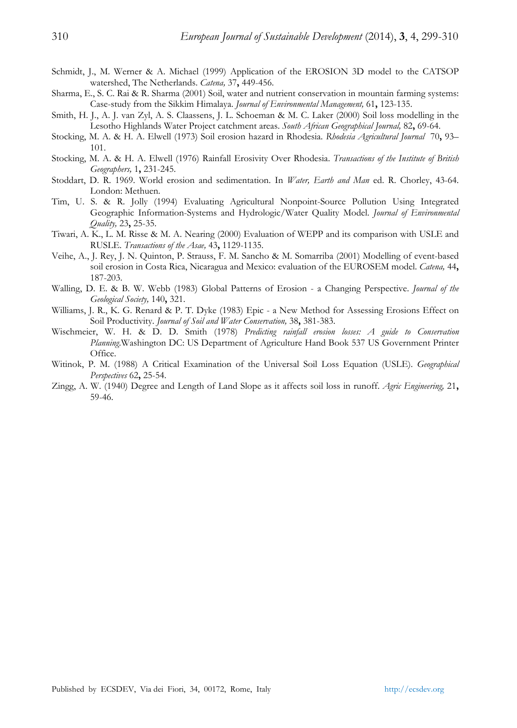Schmidt, J., M. Werner & A. Michael (1999) Application of the EROSION 3D model to the CATSOP watershed, The Netherlands. *Catena,* 37**,** 449-456.

Sharma, E., S. C. Rai & R. Sharma (2001) Soil, water and nutrient conservation in mountain farming systems: Case-study from the Sikkim Himalaya. *Journal of Environmental Management,* 61**,** 123-135.

Smith, H. J., A. J. van Zyl, A. S. Claassens, J. L. Schoeman & M. C. Laker (2000) Soil loss modelling in the Lesotho Highlands Water Project catchment areas. *South African Geographical Journal,* 82**,** 69-64.

Stocking, M. A. & H. A. Elwell (1973) Soil erosion hazard in Rhodesia. *Rhodesia Agricultural Journal* 70**,** 93–101.

Stocking, M. A. & H. A. Elwell (1976) Rainfall Erosivity Over Rhodesia. *Transactions of the Institute of British Geographers,* 1**,** 231-245.

Stoddart, D. R. 1969. World erosion and sedimentation. In *Water, Earth and Man* ed. R. Chorley, 43-64. London: Methuen.

Tim, U. S. & R. Jolly (1994) Evaluating Agricultural Nonpoint-Source Pollution Using Integrated Geographic Information-Systems and Hydrologic/Water Quality Model. *Journal of Environmental Quality,* 23**,** 25-35.

Tiwari, A. K., L. M. Risse & M. A. Nearing (2000) Evaluation of WEPP and its comparison with USLE and RUSLE. *Transactions of the Asae,* 43**,** 1129-1135.

Veihe, A., J. Rey, J. N. Quinton, P. Strauss, F. M. Sancho & M. Somarriba (2001) Modelling of event-based soil erosion in Costa Rica, Nicaragua and Mexico: evaluation of the EUROSEM model. *Catena,* 44**,** 187-203.

Walling, D. E. & B. W. Webb (1983) Global Patterns of Erosion - a Changing Perspective. *Journal of the Geological Society,* 140**,** 321.

Williams, J. R., K. G. Renard & P. T. Dyke (1983) Epic - a New Method for Assessing Erosions Effect on Soil Productivity. *Journal of Soil and Water Conservation,* 38**,** 381-383.

Wischmeier, W. H. & D. D. Smith (1978) *Predicting rainfall erosion losses: A guide to Conservation Planning.*Washington DC: US Department of Agriculture Hand Book 537 US Government Printer Office.

Witinok, P. M. (1988) A Critical Examination of the Universal Soil Loss Equation (USLE). *Geographical Perspectives* 62**,** 25-54.

Zingg, A. W. (1940) Degree and Length of Land Slope as it affects soil loss in runoff. *Agric Engineering,* 21**,** 59-46.